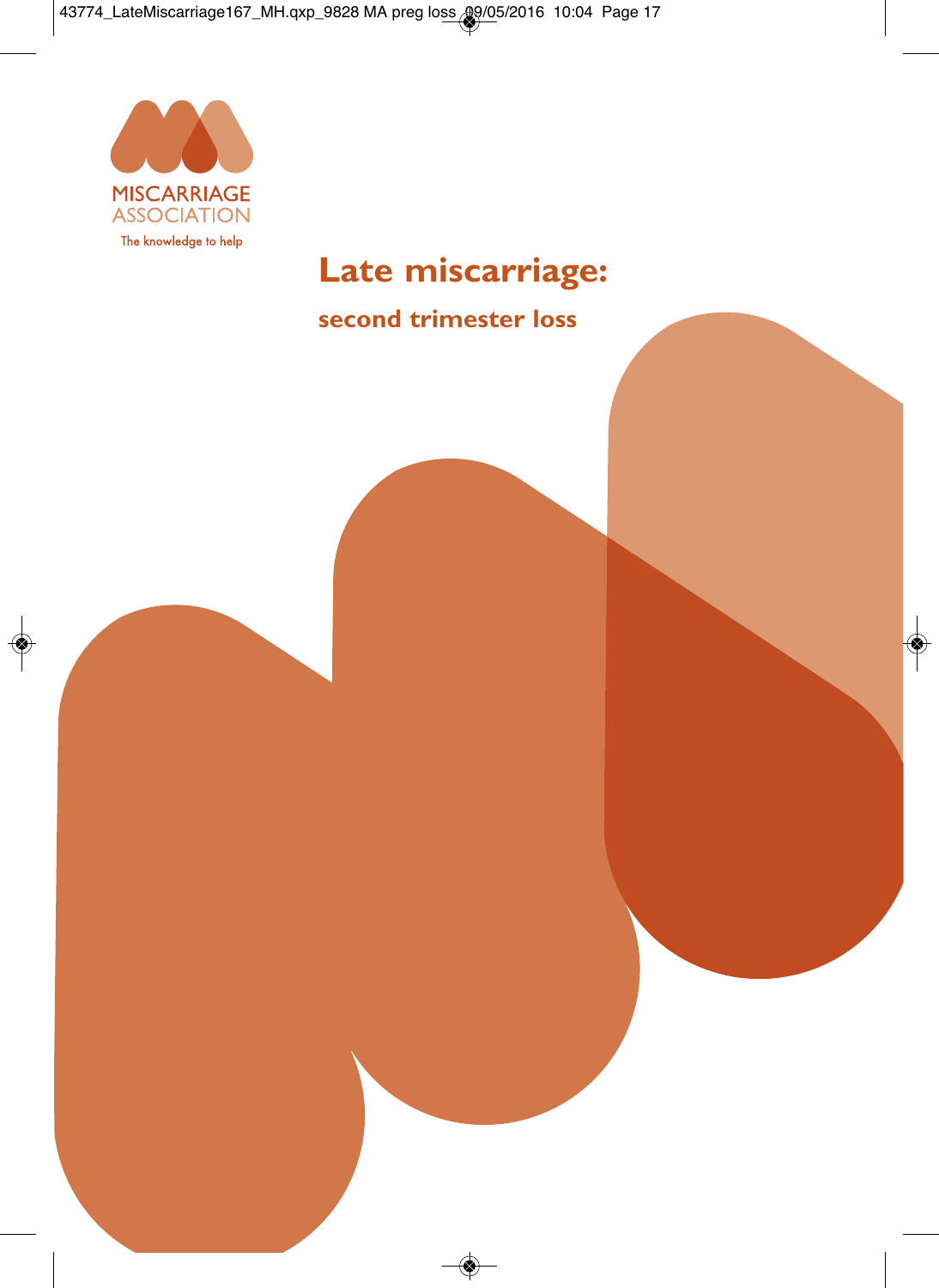MISCARRIAGE ASSOCIATION

The knowledge to help

# Late miscarriage:

## second trimester loss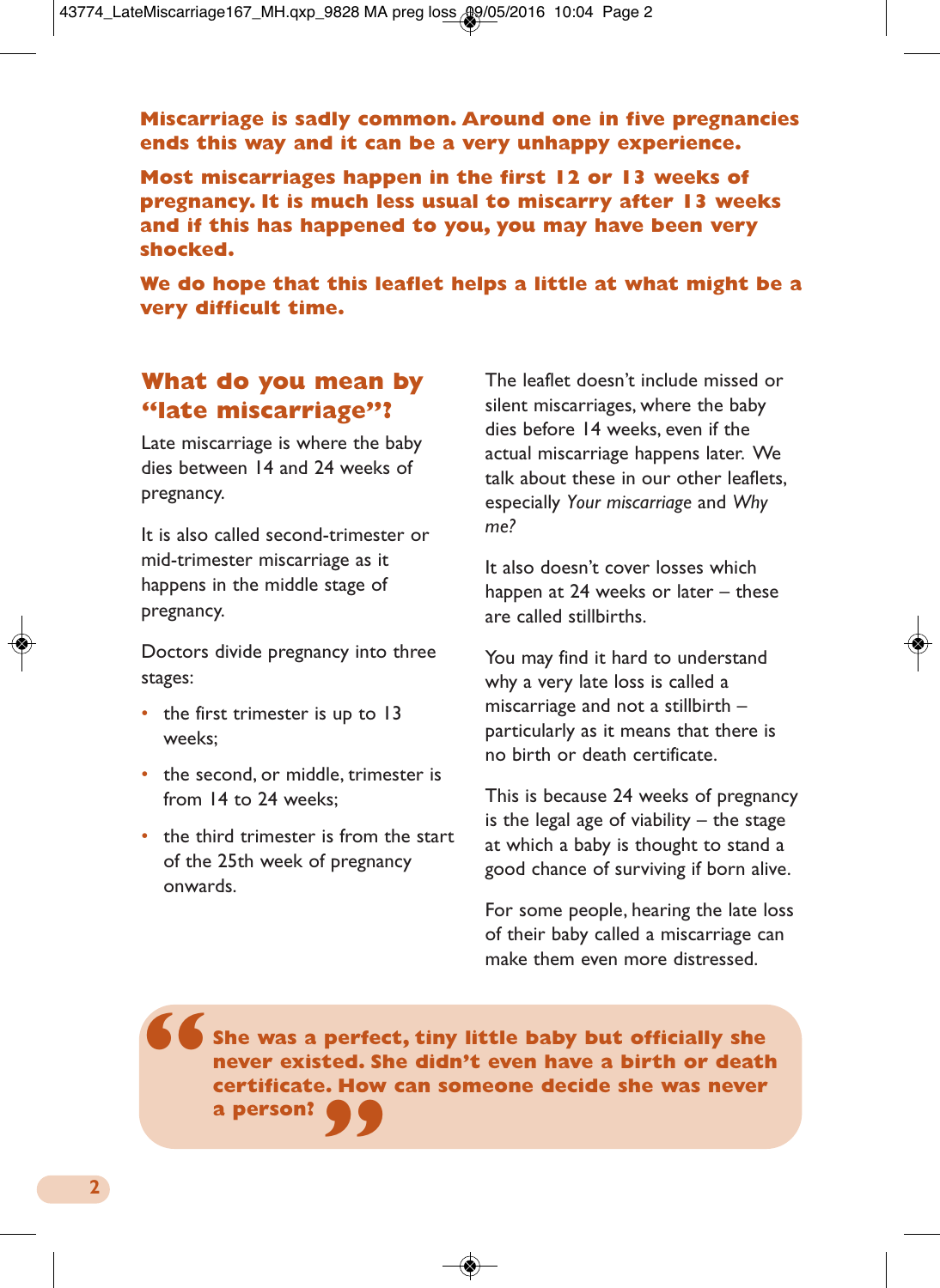**Miscarriage is sadly common. Around one in five pregnancies ends this way and it can be a very unhappy experience.**

**Most miscarriages happen in the first 12 or 13 weeks of pregnancy. It is much less usual to miscarry after 13 weeks and if this has happened to you, you may have been very shocked.**

**We do hope that this leaflet helps a little at what might be a very difficult time.**

## What do you mean by "late miscarriage"?

Late miscarriage is where the baby dies between 14 and 24 weeks of pregnancy.

It is also called second-trimester or mid-trimester miscarriage as it happens in the middle stage of pregnancy.

Doctors divide pregnancy into three stages:

- the first trimester is up to 13 weeks;
- the second, or middle, trimester is from 14 to 24 weeks;
- the third trimester is from the start of the 25th week of pregnancy onwards.

The leaflet doesn't include missed or silent miscarriages, where the baby dies before 14 weeks, even if the actual miscarriage happens later. We talk about these in our other leaflets, especially *Your miscarriage* and *Why me?*

It also doesn't cover losses which happen at 24 weeks or later – these are called stillbirths.

You may find it hard to understand why a very late loss is called a miscarriage and not a stillbirth – particularly as it means that there is no birth or death certificate.

This is because 24 weeks of pregnancy is the legal age of viability – the stage at which a baby is thought to stand a good chance of surviving if born alive.

For some people, hearing the late loss of their baby called a miscarriage can make them even more distressed.

> **"She was a perfect, tiny little baby but officially she never existed. She didn't even have a birth or death certificate. How can someone decide she was never a person?"**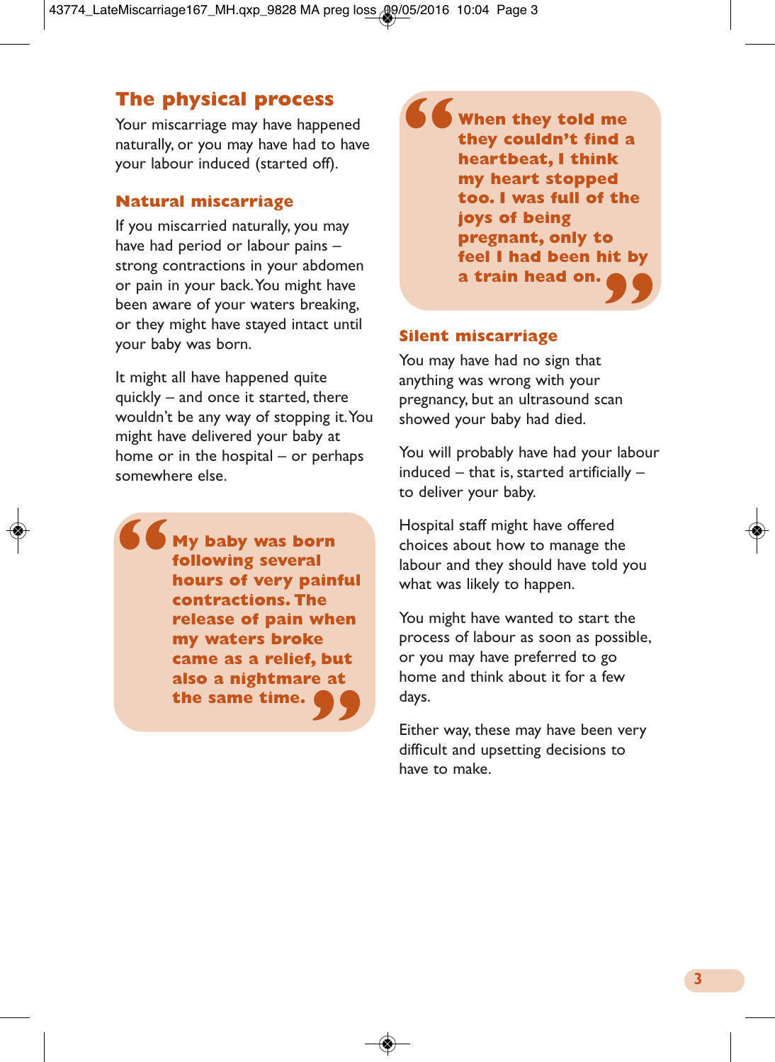## The physical process

Your miscarriage may have happened naturally, or you may have had to have your labour induced (started off).

### Natural miscarriage

If you miscarried naturally, you may have had period or labour pains – strong contractions in your abdomen or pain in your back. You might have been aware of your waters breaking, or they might have stayed intact until your baby was born.

It might all have happened quite quickly – and once it started, there wouldn't be any way of stopping it. You might have delivered your baby at home or in the hospital – or perhaps somewhere else.

> **"My baby was born following several hours of very painful contractions. The release of pain when my waters broke came as a relief, but also a nightmare at the same time."**

> **"When they told me they couldn't find a heartbeat, I think my heart stopped too. I was full of the joys of being pregnant, only to feel I had been hit by a train head on."**

### Silent miscarriage

You may have had no sign that anything was wrong with your pregnancy, but an ultrasound scan showed your baby had died.

You will probably have had your labour induced – that is, started artificially – to deliver your baby.

Hospital staff might have offered choices about how to manage the labour and they should have told you what was likely to happen.

You might have wanted to start the process of labour as soon as possible, or you may have preferred to go home and think about it for a few days.

Either way, these may have been very difficult and upsetting decisions to have to make.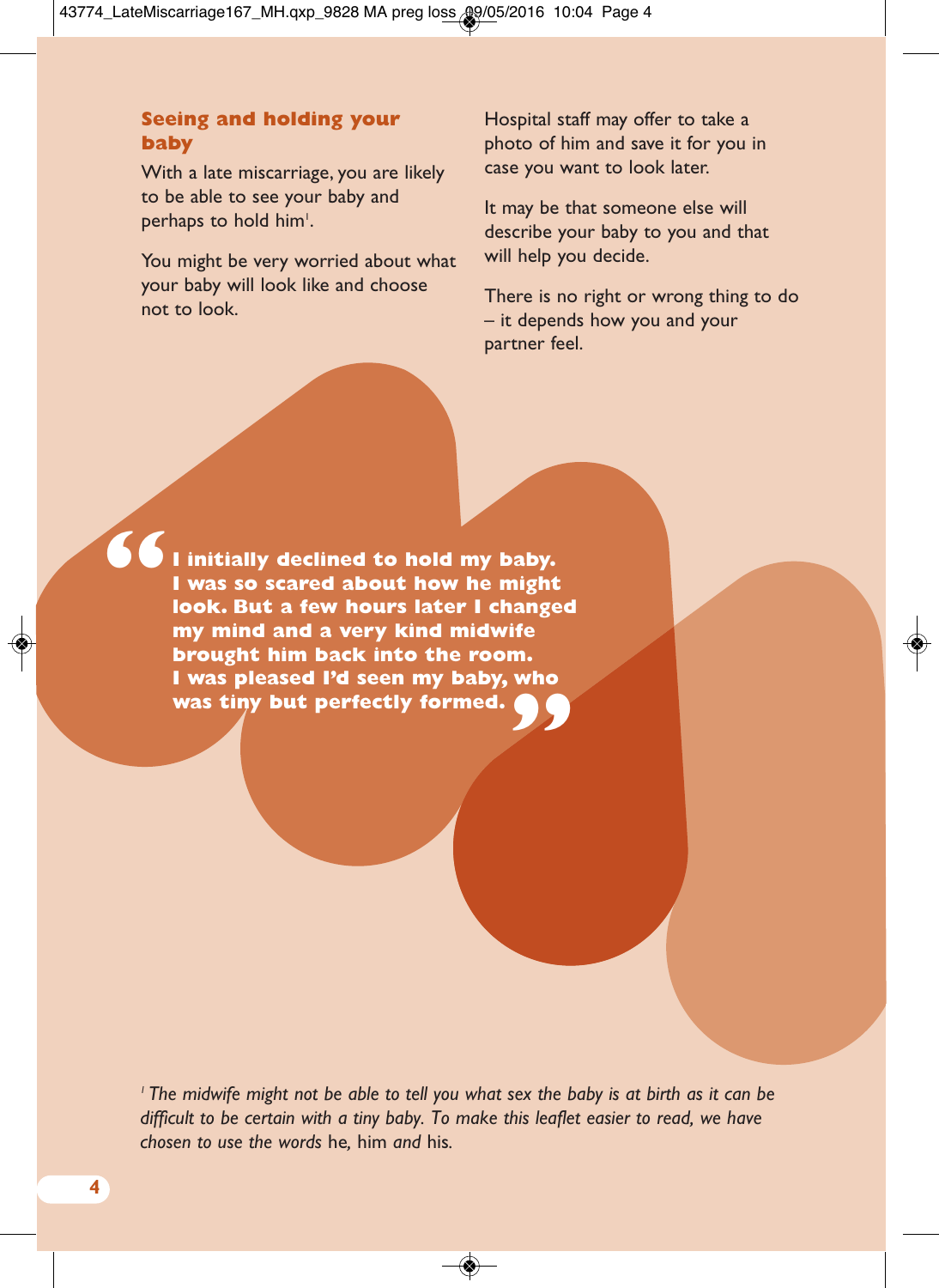## Seeing and holding your baby

With a late miscarriage, you are likely to be able to see your baby and perhaps to hold him[1].

You might be very worried about what your baby will look like and choose not to look.

Hospital staff may offer to take a photo of him and save it for you in case you want to look later.

It may be that someone else will describe your baby to you and that will help you decide.

There is no right or wrong thing to do – it depends how you and your partner feel.

> **"I initially declined to hold my baby. I was so scared about how he might look. But a few hours later I changed my mind and a very kind midwife brought him back into the room. I was pleased I'd seen my baby, who was tiny but perfectly formed."**

*[1] The midwife might not be able to tell you what sex the baby is at birth as it can be difficult to be certain with a tiny baby. To make this leaflet easier to read, we have chosen to use the words* he, him *and* his.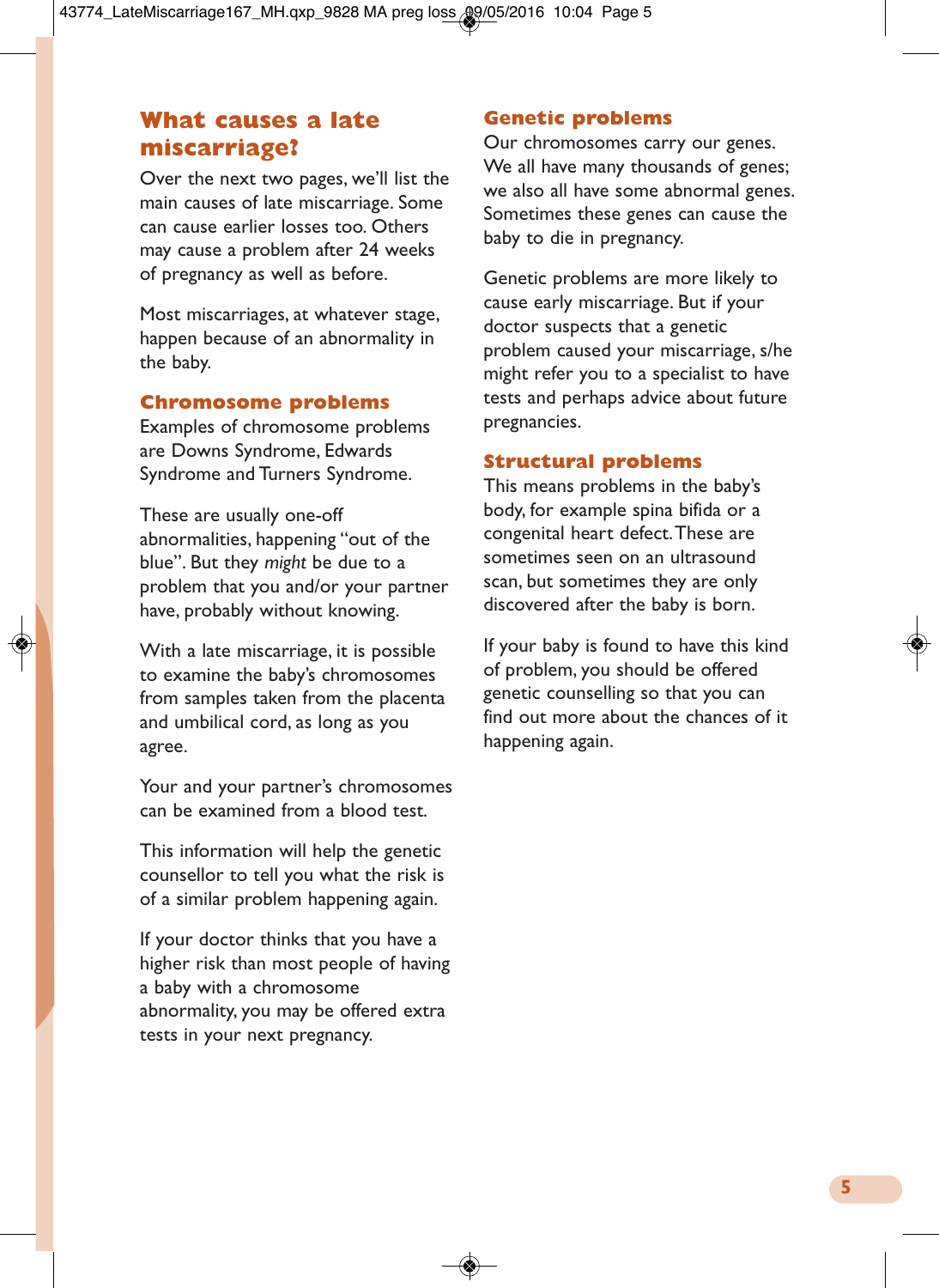## What causes a late miscarriage?

Over the next two pages, we'll list the main causes of late miscarriage. Some can cause earlier losses too. Others may cause a problem after 24 weeks of pregnancy as well as before.

Most miscarriages, at whatever stage, happen because of an abnormality in the baby.

### Chromosome problems

Examples of chromosome problems are Downs Syndrome, Edwards Syndrome and Turners Syndrome.

These are usually one-off abnormalities, happening "out of the blue". But they *might* be due to a problem that you and/or your partner have, probably without knowing.

With a late miscarriage, it is possible to examine the baby's chromosomes from samples taken from the placenta and umbilical cord, as long as you agree.

Your and your partner's chromosomes can be examined from a blood test.

This information will help the genetic counsellor to tell you what the risk is of a similar problem happening again.

If your doctor thinks that you have a higher risk than most people of having a baby with a chromosome abnormality, you may be offered extra tests in your next pregnancy.

### Genetic problems

Our chromosomes carry our genes. We all have many thousands of genes; we also all have some abnormal genes. Sometimes these genes can cause the baby to die in pregnancy.

Genetic problems are more likely to cause early miscarriage. But if your doctor suspects that a genetic problem caused your miscarriage, s/he might refer you to a specialist to have tests and perhaps advice about future pregnancies.

### Structural problems

This means problems in the baby's body, for example spina bifida or a congenital heart defect. These are sometimes seen on an ultrasound scan, but sometimes they are only discovered after the baby is born.

If your baby is found to have this kind of problem, you should be offered genetic counselling so that you can find out more about the chances of it happening again.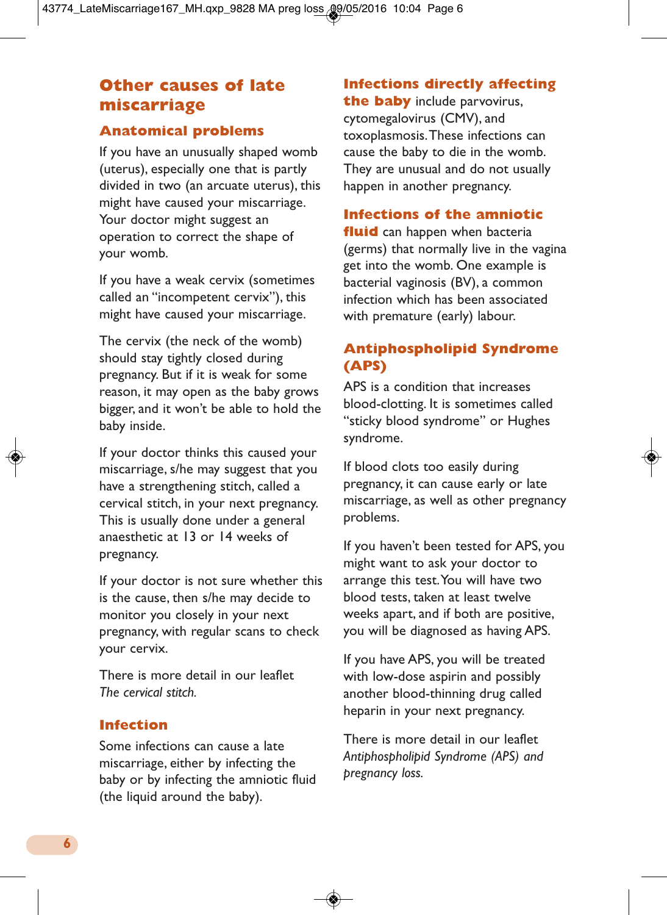## Other causes of late miscarriage

### Anatomical problems

If you have an unusually shaped womb (uterus), especially one that is partly divided in two (an arcuate uterus), this might have caused your miscarriage. Your doctor might suggest an operation to correct the shape of your womb.

If you have a weak cervix (sometimes called an "incompetent cervix"), this might have caused your miscarriage.

The cervix (the neck of the womb) should stay tightly closed during pregnancy. But if it is weak for some reason, it may open as the baby grows bigger, and it won't be able to hold the baby inside.

If your doctor thinks this caused your miscarriage, s/he may suggest that you have a strengthening stitch, called a cervical stitch, in your next pregnancy. This is usually done under a general anaesthetic at 13 or 14 weeks of pregnancy.

If your doctor is not sure whether this is the cause, then s/he may decide to monitor you closely in your next pregnancy, with regular scans to check your cervix.

There is more detail in our leaflet *The cervical stitch.*

### Infection

Some infections can cause a late miscarriage, either by infecting the baby or by infecting the amniotic fluid (the liquid around the baby).

**Infections directly affecting the baby** include parvovirus, cytomegalovirus (CMV), and toxoplasmosis. These infections can cause the baby to die in the womb. They are unusual and do not usually happen in another pregnancy.

**Infections of the amniotic fluid** can happen when bacteria (germs) that normally live in the vagina get into the womb. One example is bacterial vaginosis (BV), a common infection which has been associated with premature (early) labour.

### Antiphospholipid Syndrome (APS)

APS is a condition that increases blood-clotting. It is sometimes called "sticky blood syndrome" or Hughes syndrome.

If blood clots too easily during pregnancy, it can cause early or late miscarriage, as well as other pregnancy problems.

If you haven't been tested for APS, you might want to ask your doctor to arrange this test. You will have two blood tests, taken at least twelve weeks apart, and if both are positive, you will be diagnosed as having APS.

If you have APS, you will be treated with low-dose aspirin and possibly another blood-thinning drug called heparin in your next pregnancy.

There is more detail in our leaflet *Antiphospholipid Syndrome (APS) and pregnancy loss.*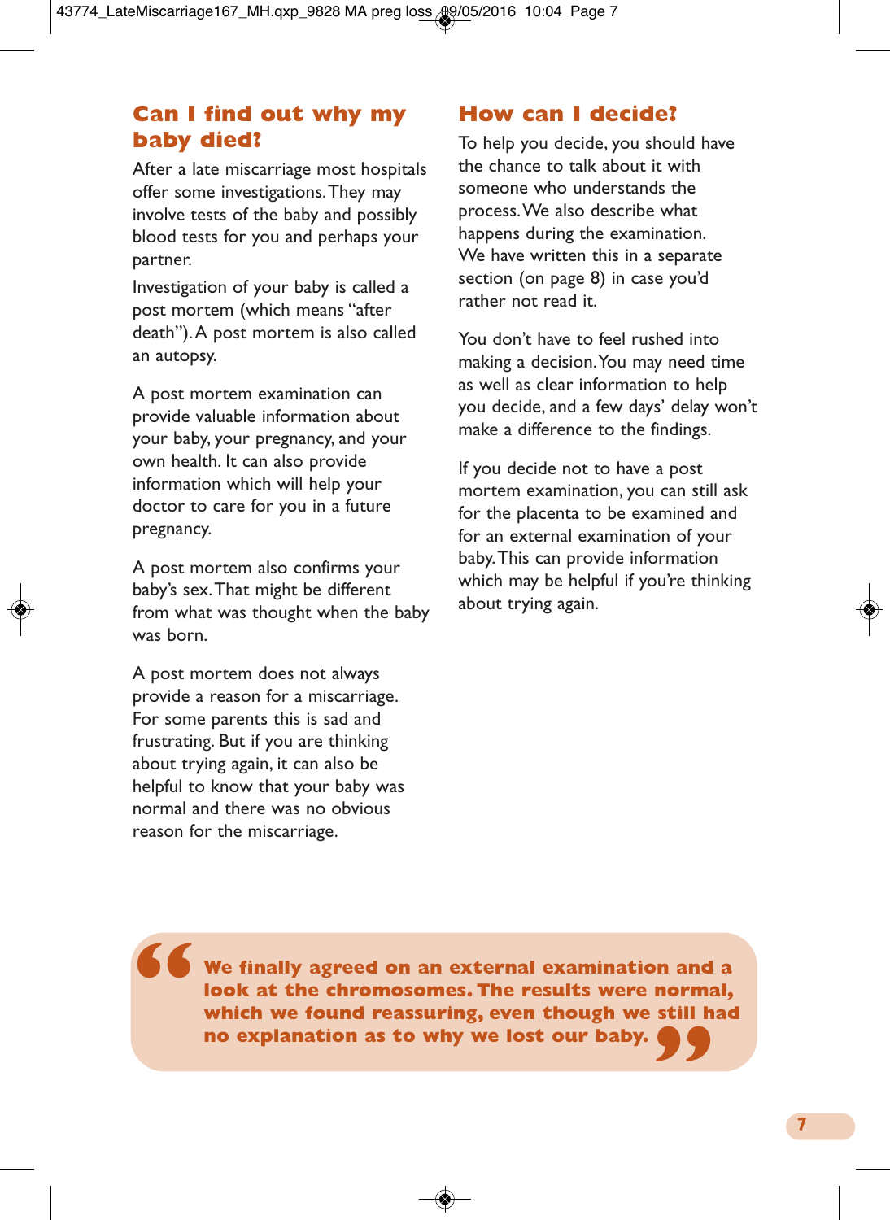## Can I find out why my baby died?

After a late miscarriage most hospitals offer some investigations. They may involve tests of the baby and possibly blood tests for you and perhaps your partner.

Investigation of your baby is called a post mortem (which means "after death"). A post mortem is also called an autopsy.

A post mortem examination can provide valuable information about your baby, your pregnancy, and your own health. It can also provide information which will help your doctor to care for you in a future pregnancy.

A post mortem also confirms your baby's sex. That might be different from what was thought when the baby was born.

A post mortem does not always provide a reason for a miscarriage. For some parents this is sad and frustrating. But if you are thinking about trying again, it can also be helpful to know that your baby was normal and there was no obvious reason for the miscarriage.

## How can I decide?

To help you decide, you should have the chance to talk about it with someone who understands the process. We also describe what happens during the examination. We have written this in a separate section (on page 8) in case you'd rather not read it.

You don't have to feel rushed into making a decision. You may need time as well as clear information to help you decide, and a few days' delay won't make a difference to the findings.

If you decide not to have a post mortem examination, you can still ask for the placenta to be examined and for an external examination of your baby. This can provide information which may be helpful if you're thinking about trying again.

> **"We finally agreed on an external examination and a look at the chromosomes. The results were normal, which we found reassuring, even though we still had no explanation as to why we lost our baby."**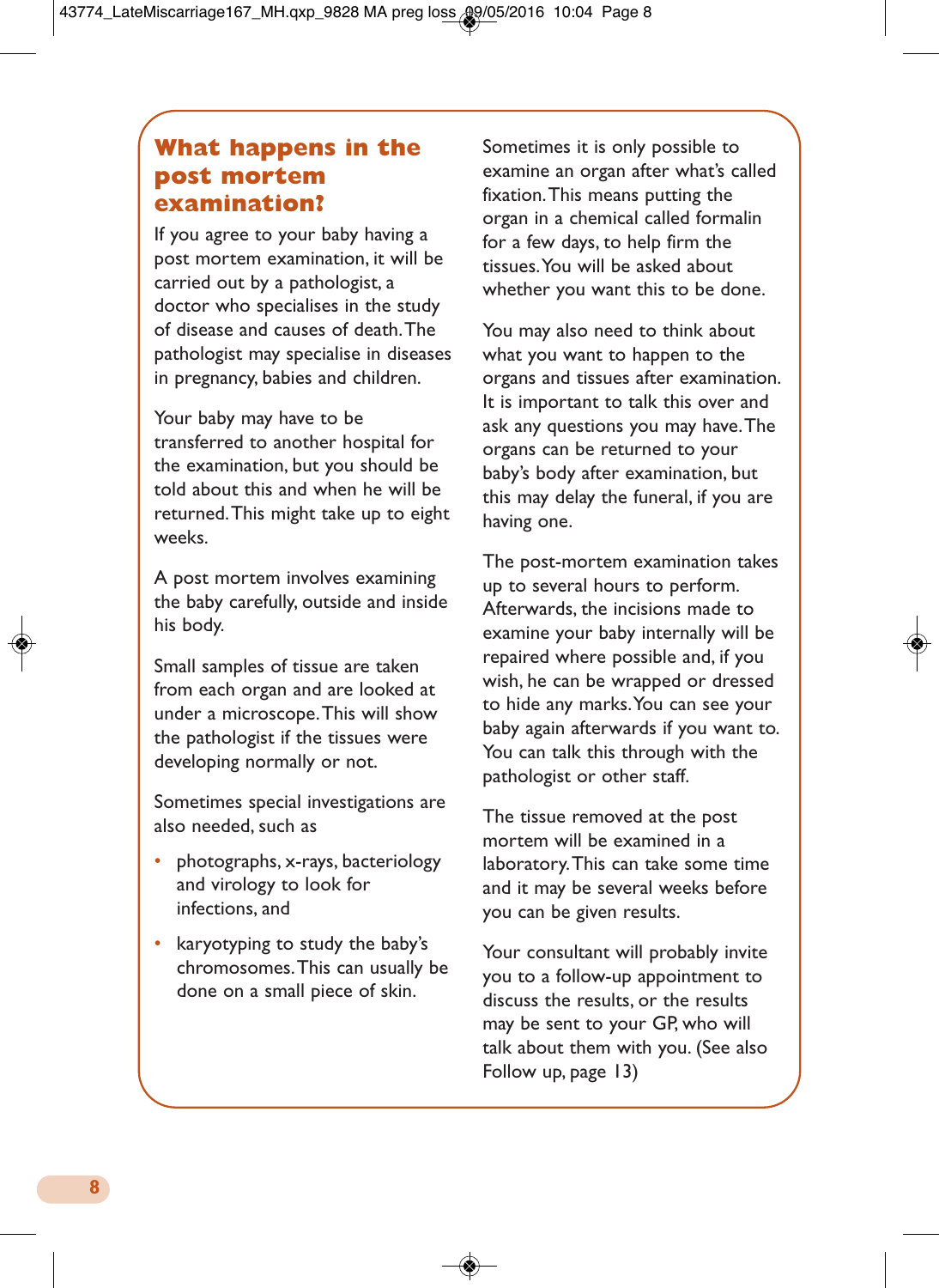## What happens in the post mortem examination?

If you agree to your baby having a post mortem examination, it will be carried out by a pathologist, a doctor who specialises in the study of disease and causes of death. The pathologist may specialise in diseases in pregnancy, babies and children.

Your baby may have to be transferred to another hospital for the examination, but you should be told about this and when he will be returned. This might take up to eight weeks.

A post mortem involves examining the baby carefully, outside and inside his body.

Small samples of tissue are taken from each organ and are looked at under a microscope. This will show the pathologist if the tissues were developing normally or not.

Sometimes special investigations are also needed, such as

- photographs, x-rays, bacteriology and virology to look for infections, and
- karyotyping to study the baby's chromosomes. This can usually be done on a small piece of skin.

Sometimes it is only possible to examine an organ after what's called fixation. This means putting the organ in a chemical called formalin for a few days, to help firm the tissues. You will be asked about whether you want this to be done.

You may also need to think about what you want to happen to the organs and tissues after examination. It is important to talk this over and ask any questions you may have. The organs can be returned to your baby's body after examination, but this may delay the funeral, if you are having one.

The post-mortem examination takes up to several hours to perform. Afterwards, the incisions made to examine your baby internally will be repaired where possible and, if you wish, he can be wrapped or dressed to hide any marks. You can see your baby again afterwards if you want to. You can talk this through with the pathologist or other staff.

The tissue removed at the post mortem will be examined in a laboratory. This can take some time and it may be several weeks before you can be given results.

Your consultant will probably invite you to a follow-up appointment to discuss the results, or the results may be sent to your GP, who will talk about them with you. (See also Follow up, page 13)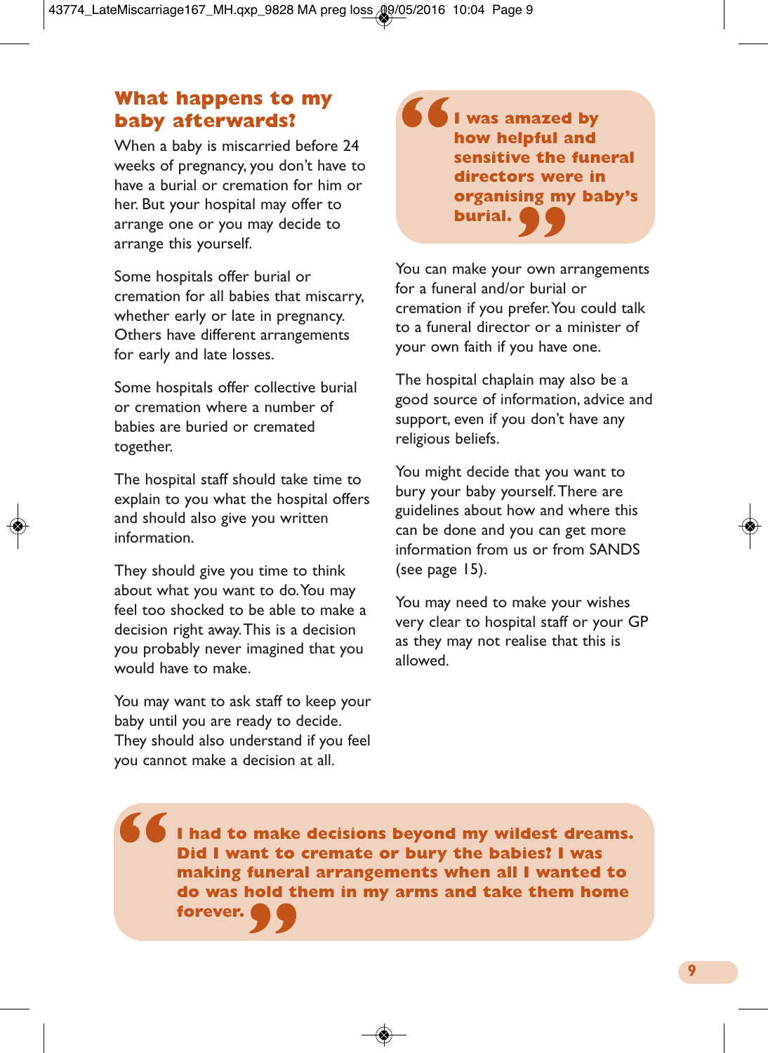## What happens to my baby afterwards?

When a baby is miscarried before 24 weeks of pregnancy, you don't have to have a burial or cremation for him or her. But your hospital may offer to arrange one or you may decide to arrange this yourself.

Some hospitals offer burial or cremation for all babies that miscarry, whether early or late in pregnancy. Others have different arrangements for early and late losses.

Some hospitals offer collective burial or cremation where a number of babies are buried or cremated together.

The hospital staff should take time to explain to you what the hospital offers and should also give you written information.

They should give you time to think about what you want to do. You may feel too shocked to be able to make a decision right away. This is a decision you probably never imagined that you would have to make.

You may want to ask staff to keep your baby until you are ready to decide. They should also understand if you feel you cannot make a decision at all.

> **"I was amazed by how helpful and sensitive the funeral directors were in organising my baby's burial."**

You can make your own arrangements for a funeral and/or burial or cremation if you prefer. You could talk to a funeral director or a minister of your own faith if you have one.

The hospital chaplain may also be a good source of information, advice and support, even if you don't have any religious beliefs.

You might decide that you want to bury your baby yourself. There are guidelines about how and where this can be done and you can get more information from us or from SANDS (see page 15).

You may need to make your wishes very clear to hospital staff or your GP as they may not realise that this is allowed.

> **"I had to make decisions beyond my wildest dreams. Did I want to cremate or bury the babies? I was making funeral arrangements when all I wanted to do was hold them in my arms and take them home forever."**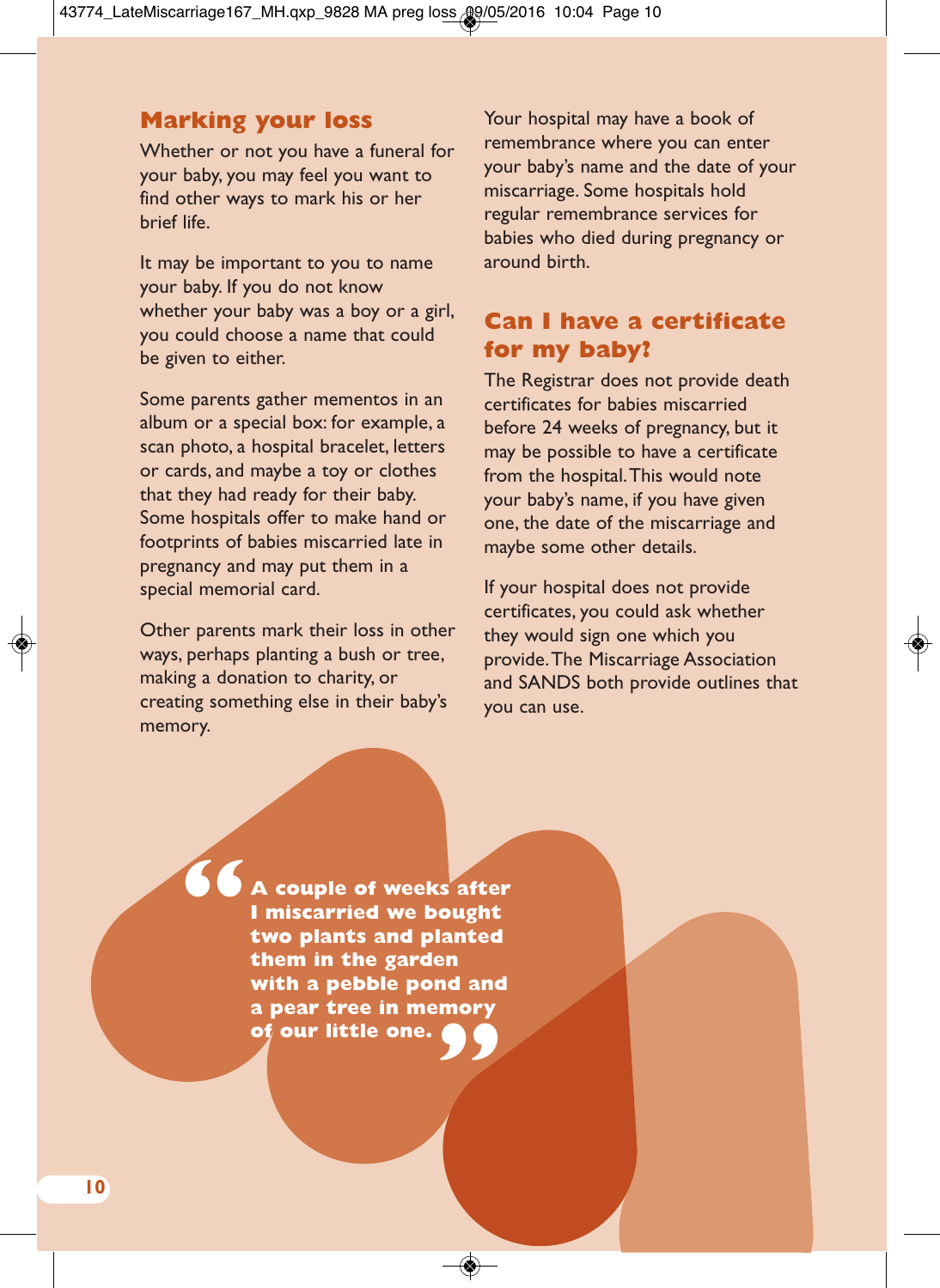## Marking your loss

Whether or not you have a funeral for your baby, you may feel you want to find other ways to mark his or her brief life.

It may be important to you to name your baby. If you do not know whether your baby was a boy or a girl, you could choose a name that could be given to either.

Some parents gather mementos in an album or a special box: for example, a scan photo, a hospital bracelet, letters or cards, and maybe a toy or clothes that they had ready for their baby. Some hospitals offer to make hand or footprints of babies miscarried late in pregnancy and may put them in a special memorial card.

Other parents mark their loss in other ways, perhaps planting a bush or tree, making a donation to charity, or creating something else in their baby's memory.

Your hospital may have a book of remembrance where you can enter your baby's name and the date of your miscarriage. Some hospitals hold regular remembrance services for babies who died during pregnancy or around birth.

## Can I have a certificate for my baby?

The Registrar does not provide death certificates for babies miscarried before 24 weeks of pregnancy, but it may be possible to have a certificate from the hospital. This would note your baby's name, if you have given one, the date of the miscarriage and maybe some other details.

If your hospital does not provide certificates, you could ask whether they would sign one which you provide. The Miscarriage Association and SANDS both provide outlines that you can use.

> **"A couple of weeks after I miscarried we bought two plants and planted them in the garden with a pebble pond and a pear tree in memory of our little one."**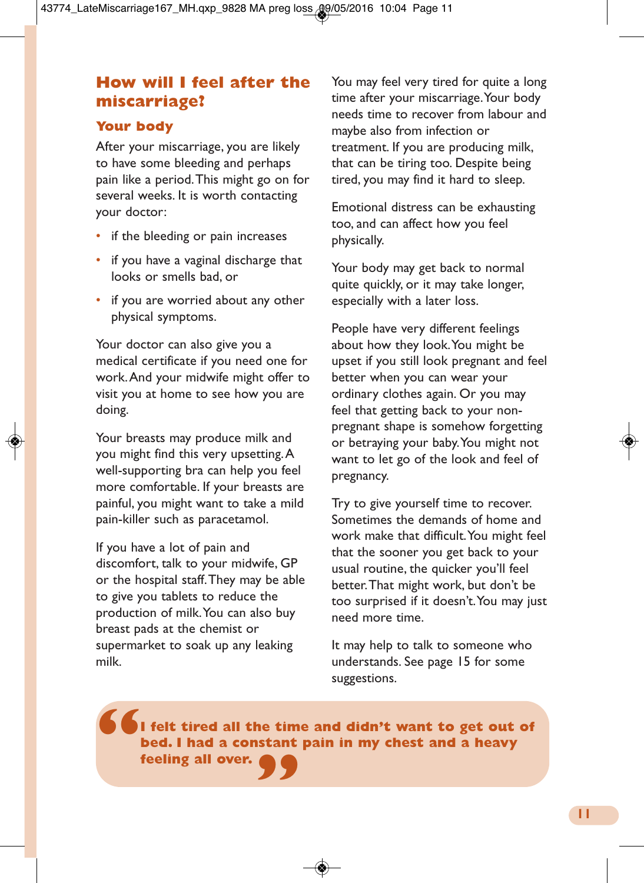## How will I feel after the miscarriage?

### Your body

After your miscarriage, you are likely to have some bleeding and perhaps pain like a period. This might go on for several weeks. It is worth contacting your doctor:

- if the bleeding or pain increases
- if you have a vaginal discharge that looks or smells bad, or
- if you are worried about any other physical symptoms.

Your doctor can also give you a medical certificate if you need one for work. And your midwife might offer to visit you at home to see how you are doing.

Your breasts may produce milk and you might find this very upsetting. A well-supporting bra can help you feel more comfortable. If your breasts are painful, you might want to take a mild pain-killer such as paracetamol.

If you have a lot of pain and discomfort, talk to your midwife, GP or the hospital staff. They may be able to give you tablets to reduce the production of milk. You can also buy breast pads at the chemist or supermarket to soak up any leaking milk.

You may feel very tired for quite a long time after your miscarriage. Your body needs time to recover from labour and maybe also from infection or treatment. If you are producing milk, that can be tiring too. Despite being tired, you may find it hard to sleep.

Emotional distress can be exhausting too, and can affect how you feel physically.

Your body may get back to normal quite quickly, or it may take longer, especially with a later loss.

People have very different feelings about how they look. You might be upset if you still look pregnant and feel better when you can wear your ordinary clothes again. Or you may feel that getting back to your non-pregnant shape is somehow forgetting or betraying your baby. You might not want to let go of the look and feel of pregnancy.

Try to give yourself time to recover. Sometimes the demands of home and work make that difficult. You might feel that the sooner you get back to your usual routine, the quicker you'll feel better. That might work, but don't be too surprised if it doesn't. You may just need more time.

It may help to talk to someone who understands. See page 15 for some suggestions.

> **"I felt tired all the time and didn't want to get out of bed. I had a constant pain in my chest and a heavy feeling all over."**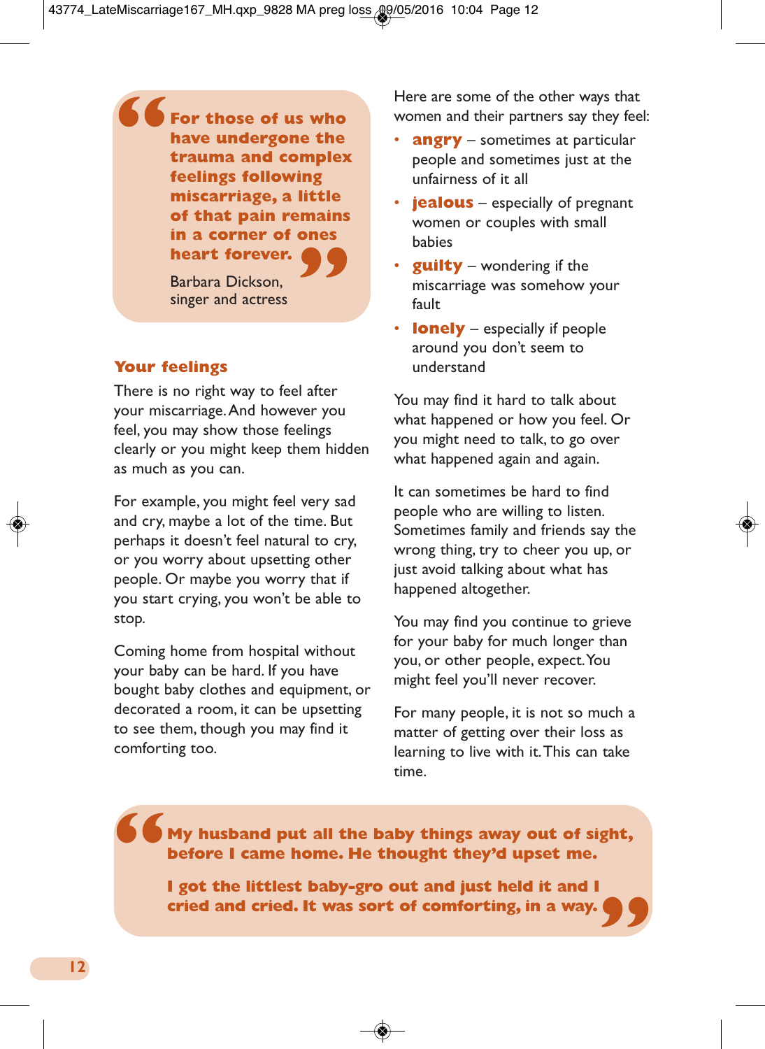> **For those of us who have undergone the trauma and complex feelings following miscarriage, a little of that pain remains in a corner of ones heart forever.**
>
> Barbara Dickson, singer and actress

## Your feelings

There is no right way to feel after your miscarriage. And however you feel, you may show those feelings clearly or you might keep them hidden as much as you can.

For example, you might feel very sad and cry, maybe a lot of the time. But perhaps it doesn't feel natural to cry, or you worry about upsetting other people. Or maybe you worry that if you start crying, you won't be able to stop.

Coming home from hospital without your baby can be hard. If you have bought baby clothes and equipment, or decorated a room, it can be upsetting to see them, though you may find it comforting too.

Here are some of the other ways that women and their partners say they feel:

- **angry** – sometimes at particular people and sometimes just at the unfairness of it all
- **jealous** – especially of pregnant women or couples with small babies
- **guilty** – wondering if the miscarriage was somehow your fault
- **lonely** – especially if people around you don't seem to understand

You may find it hard to talk about what happened or how you feel. Or you might need to talk, to go over what happened again and again.

It can sometimes be hard to find people who are willing to listen. Sometimes family and friends say the wrong thing, try to cheer you up, or just avoid talking about what has happened altogether.

You may find you continue to grieve for your baby for much longer than you, or other people, expect. You might feel you'll never recover.

For many people, it is not so much a matter of getting over their loss as learning to live with it. This can take time.

> **My husband put all the baby things away out of sight, before I came home. He thought they'd upset me.**
>
> **I got the littlest baby-gro out and just held it and I cried and cried. It was sort of comforting, in a way.**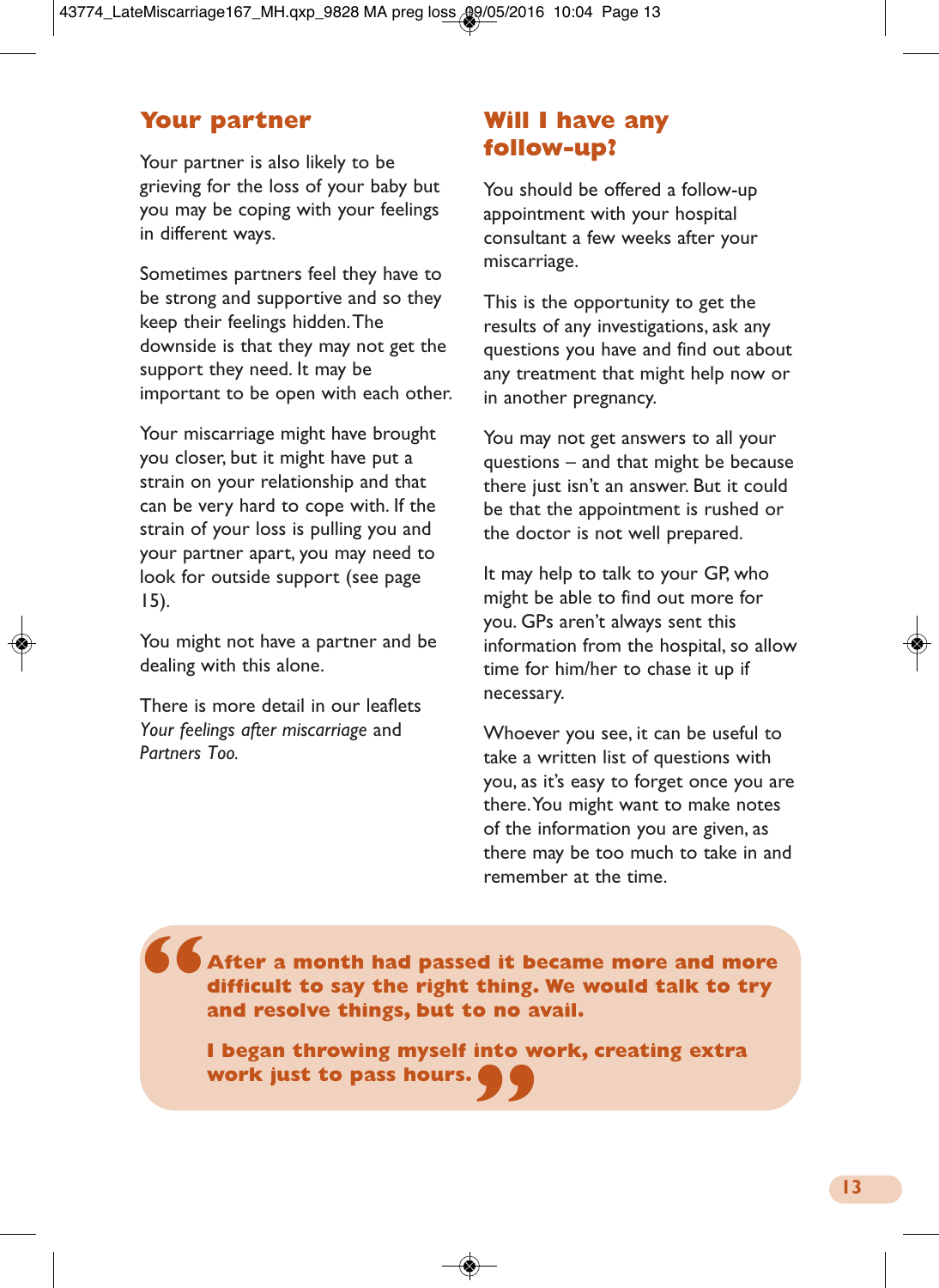## Your partner

Your partner is also likely to be grieving for the loss of your baby but you may be coping with your feelings in different ways.

Sometimes partners feel they have to be strong and supportive and so they keep their feelings hidden. The downside is that they may not get the support they need. It may be important to be open with each other.

Your miscarriage might have brought you closer, but it might have put a strain on your relationship and that can be very hard to cope with. If the strain of your loss is pulling you and your partner apart, you may need to look for outside support (see page 15).

You might not have a partner and be dealing with this alone.

There is more detail in our leaflets *Your feelings after miscarriage* and *Partners Too.*

## Will I have any follow-up?

You should be offered a follow-up appointment with your hospital consultant a few weeks after your miscarriage.

This is the opportunity to get the results of any investigations, ask any questions you have and find out about any treatment that might help now or in another pregnancy.

You may not get answers to all your questions – and that might be because there just isn't an answer. But it could be that the appointment is rushed or the doctor is not well prepared.

It may help to talk to your GP, who might be able to find out more for you. GPs aren't always sent this information from the hospital, so allow time for him/her to chase it up if necessary.

Whoever you see, it can be useful to take a written list of questions with you, as it's easy to forget once you are there. You might want to make notes of the information you are given, as there may be too much to take in and remember at the time.

> **"After a month had passed it became more and more difficult to say the right thing. We would talk to try and resolve things, but to no avail.**
>
> **I began throwing myself into work, creating extra work just to pass hours."**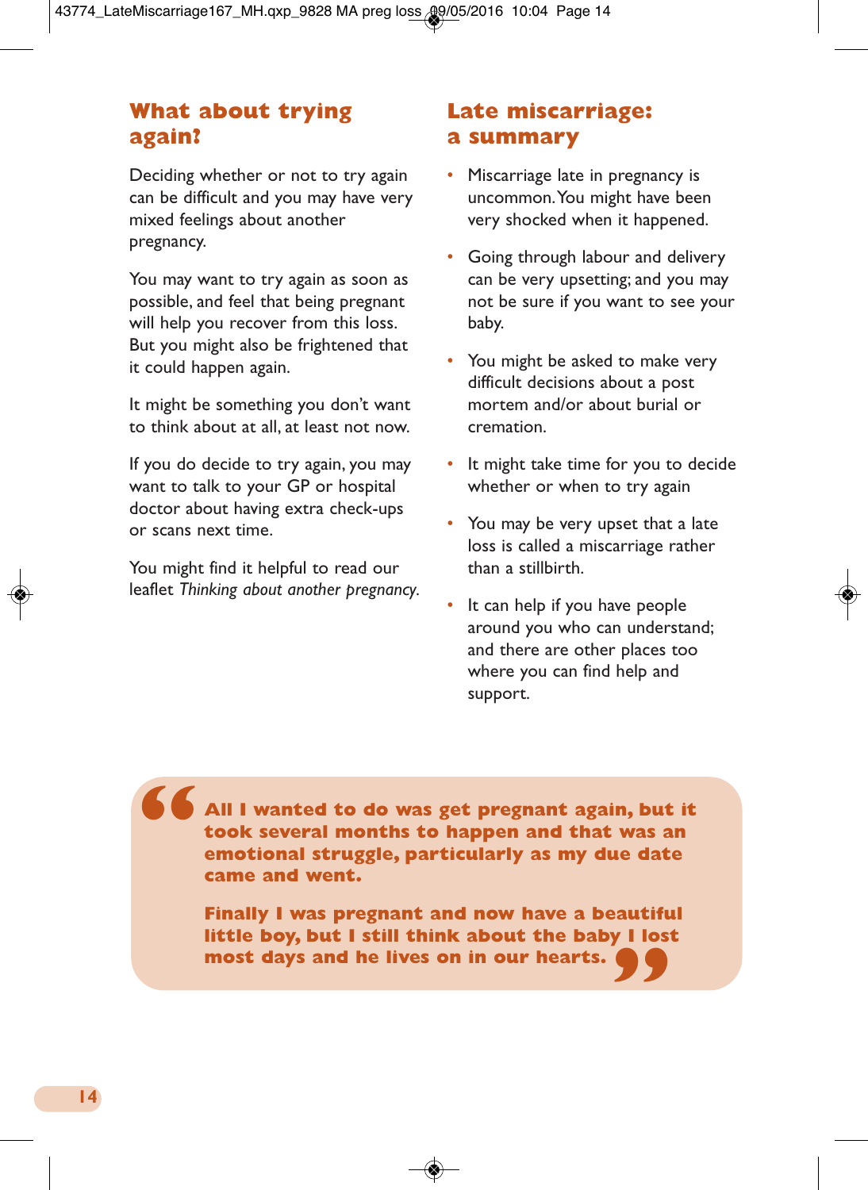## What about trying again?

Deciding whether or not to try again can be difficult and you may have very mixed feelings about another pregnancy.

You may want to try again as soon as possible, and feel that being pregnant will help you recover from this loss. But you might also be frightened that it could happen again.

It might be something you don't want to think about at all, at least not now.

If you do decide to try again, you may want to talk to your GP or hospital doctor about having extra check-ups or scans next time.

You might find it helpful to read our leaflet *Thinking about another pregnancy.*

## Late miscarriage: a summary

- Miscarriage late in pregnancy is uncommon. You might have been very shocked when it happened.
- Going through labour and delivery can be very upsetting; and you may not be sure if you want to see your baby.
- You might be asked to make very difficult decisions about a post mortem and/or about burial or cremation.
- It might take time for you to decide whether or when to try again
- You may be very upset that a late loss is called a miscarriage rather than a stillbirth.
- It can help if you have people around you who can understand; and there are other places too where you can find help and support.

> **"All I wanted to do was get pregnant again, but it took several months to happen and that was an emotional struggle, particularly as my due date came and went.**
>
> **Finally I was pregnant and now have a beautiful little boy, but I still think about the baby I lost most days and he lives on in our hearts."**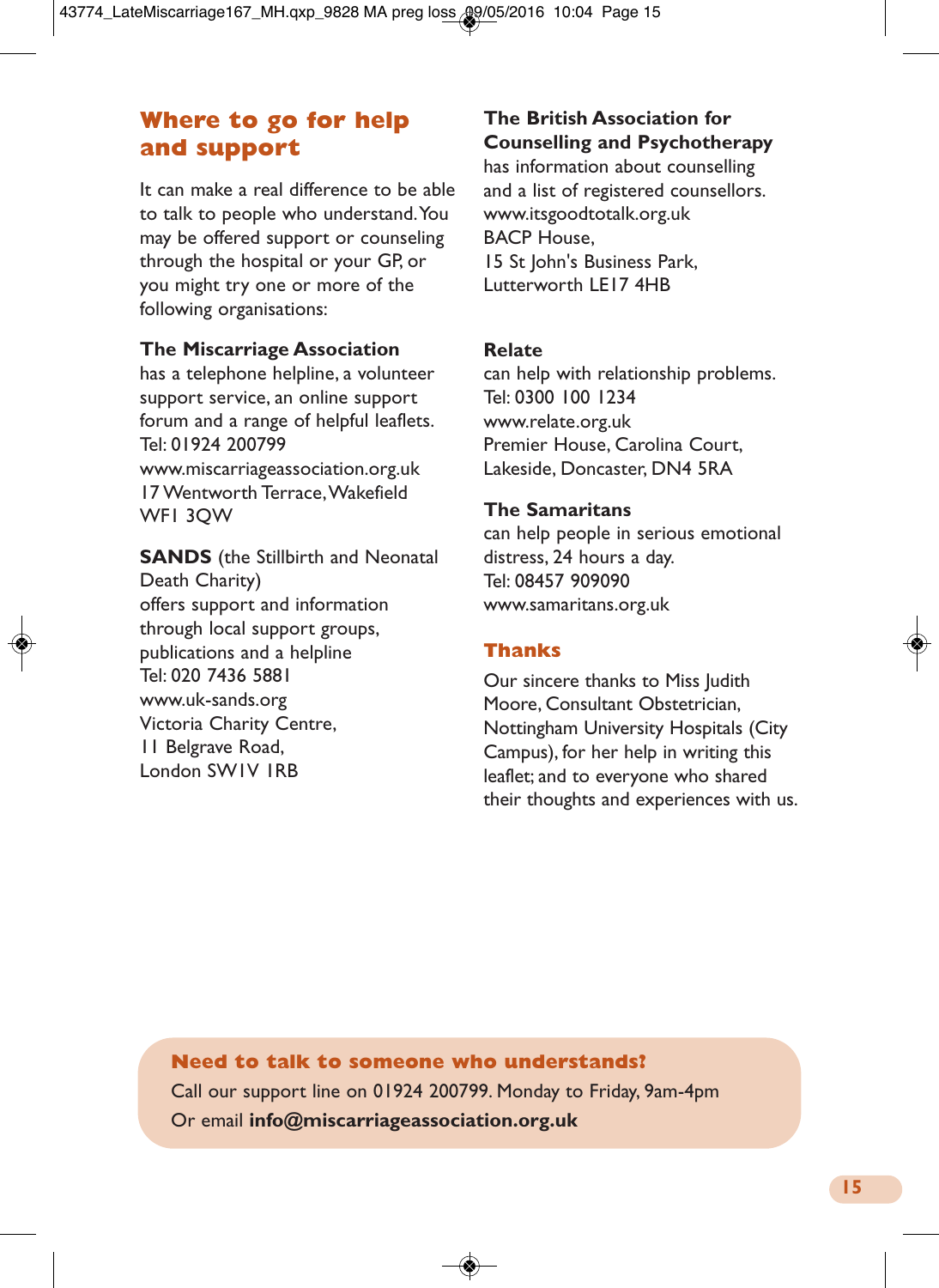## Where to go for help and support

It can make a real difference to be able to talk to people who understand. You may be offered support or counseling through the hospital or your GP, or you might try one or more of the following organisations:

**The Miscarriage Association**
has a telephone helpline, a volunteer support service, an online support forum and a range of helpful leaflets.
Tel: 01924 200799
www.miscarriageassociation.org.uk
17 Wentworth Terrace, Wakefield
WF1 3QW

**SANDS** (the Stillbirth and Neonatal Death Charity)
offers support and information through local support groups, publications and a helpline
Tel: 020 7436 5881
www.uk-sands.org
Victoria Charity Centre,
11 Belgrave Road,
London SW1V 1RB

**The British Association for Counselling and Psychotherapy**
has information about counselling and a list of registered counsellors.
www.itsgoodtotalk.org.uk
BACP House,
15 St John's Business Park,
Lutterworth LE17 4HB

**Relate**
can help with relationship problems.
Tel: 0300 100 1234
www.relate.org.uk
Premier House, Carolina Court,
Lakeside, Doncaster, DN4 5RA

**The Samaritans**
can help people in serious emotional distress, 24 hours a day.
Tel: 08457 909090
www.samaritans.org.uk

## Thanks

Our sincere thanks to Miss Judith Moore, Consultant Obstetrician, Nottingham University Hospitals (City Campus), for her help in writing this leaflet; and to everyone who shared their thoughts and experiences with us.

**Need to talk to someone who understands?**
Call our support line on 01924 200799. Monday to Friday, 9am-4pm
Or email **info@miscarriageassociation.org.uk**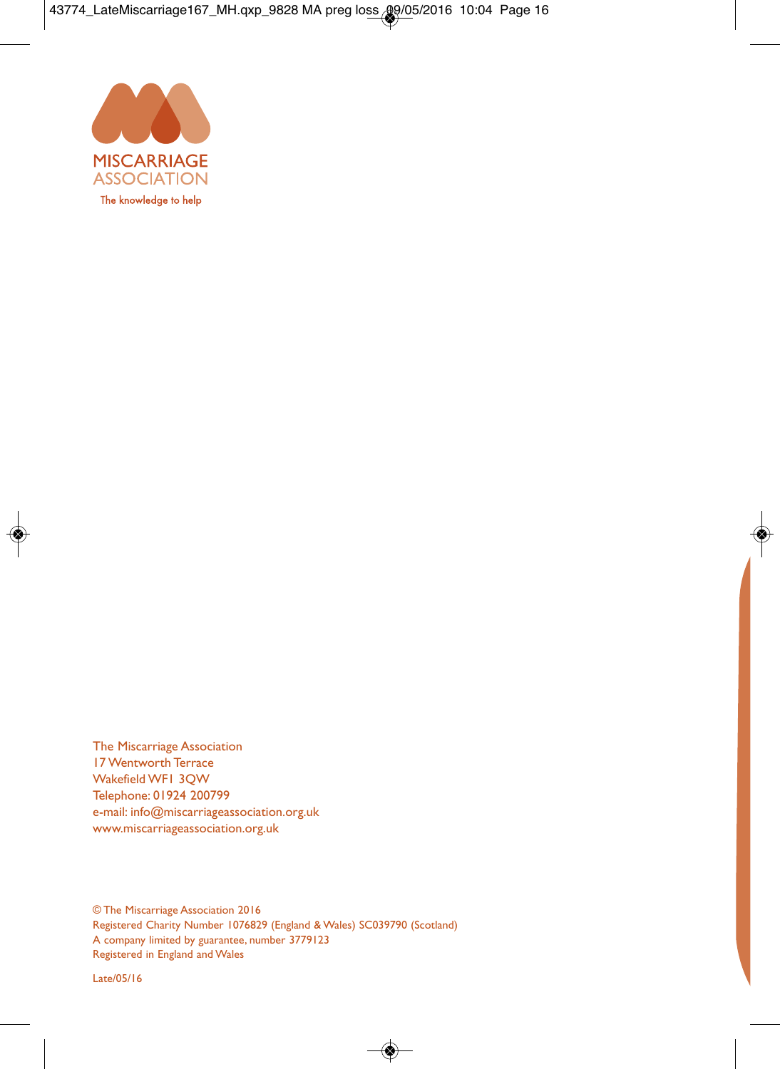MISCARRIAGE
ASSOCIATION
The knowledge to help

The Miscarriage Association
17 Wentworth Terrace
Wakefield WF1 3QW
Telephone: 01924 200799
e-mail: info@miscarriageassociation.org.uk
www.miscarriageassociation.org.uk

© The Miscarriage Association 2016
Registered Charity Number 1076829 (England & Wales) SC039790 (Scotland)
A company limited by guarantee, number 3779123
Registered in England and Wales

Late/05/16